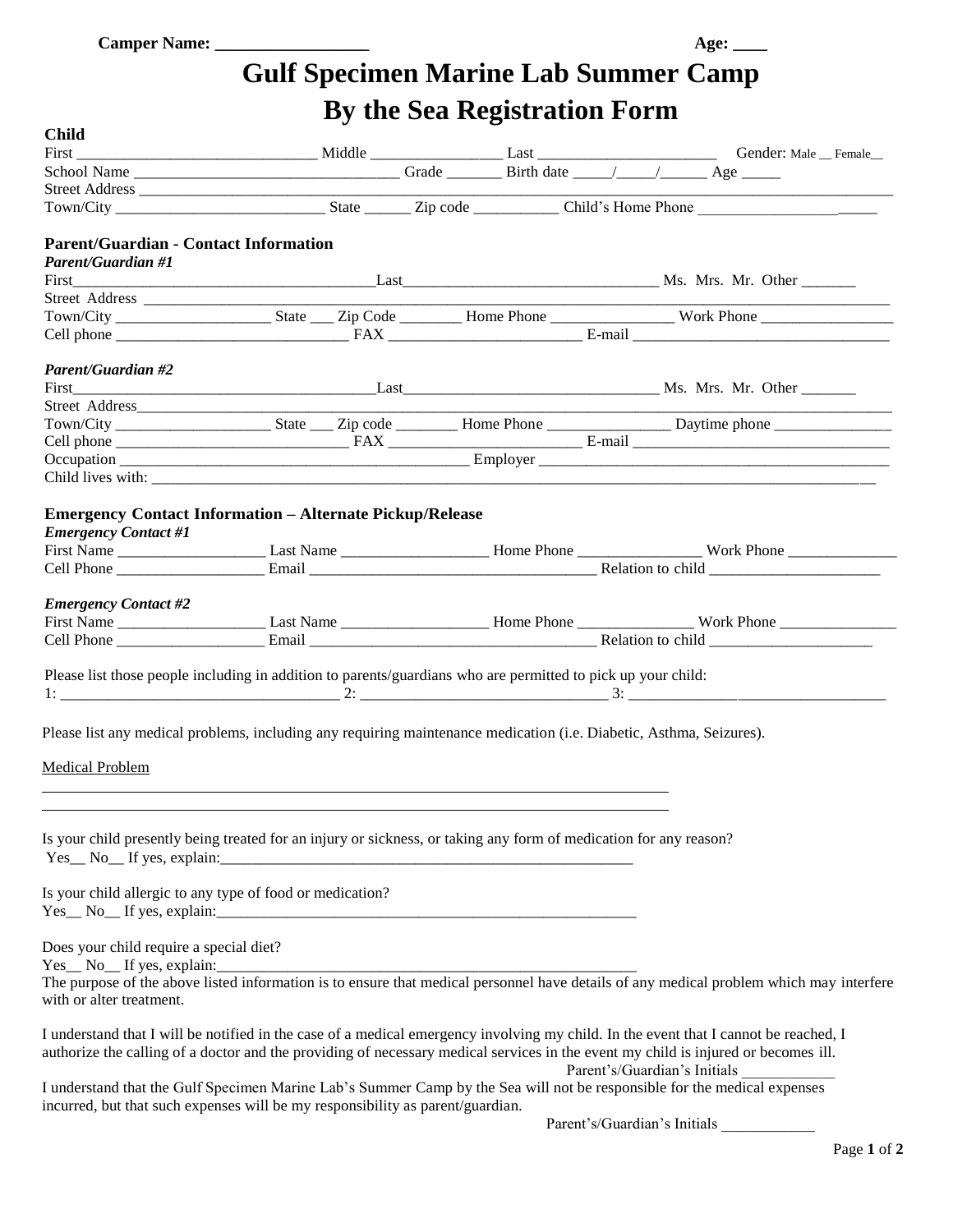**Camper Name: _________________** **Age: ____**

# Gulf Specimen Marine Lab Summer Camp By the Sea Registration Form

**Child**

First ______________________________ Middle ________________ Last ______________________ Gender: Male __ Female__

School Name ________________________________ Grade _______ Birth date _____/_____/______ Age _____

Street Address ________________________________________________________________________________

Town/City __________________________ State ______ Zip code ___________ Child's Home Phone ______________________

**Parent/Guardian - Contact Information**

***Parent/Guardian #1***

First________________________________________Last_________________________________ Ms. Mrs. Mr. Other _______

Street Address ________________________________________________________________________________

Town/City ____________________ State ___ Zip Code ________ Home Phone ________________ Work Phone _________________

Cell phone ______________________________ FAX _________________________ E-mail __________________________________

***Parent/Guardian #2***

First________________________________________Last_________________________________ Ms. Mrs. Mr. Other _______

Street Address________________________________________________________________________________

Town/City ____________________ State ___ Zip code ________ Home Phone ________________ Daytime phone _______________

Cell phone ______________________________ FAX _________________________ E-mail __________________________________

Occupation _____________________________________________ Employer ______________________________________________

Child lives with: ________________________________________________________________________________

**Emergency Contact Information – Alternate Pickup/Release**

***Emergency Contact #1***

First Name ___________________ Last Name ___________________ Home Phone ________________ Work Phone ______________

Cell Phone ___________________ Email ______________________________________ Relation to child ______________________

***Emergency Contact #2***

First Name ___________________ Last Name ___________________ Home Phone _______________ Work Phone _______________

Cell Phone ___________________ Email ______________________________________ Relation to child _____________________

Please list those people including in addition to parents/guardians who are permitted to pick up your child:

1: ____________________________________ 2: ________________________________ 3: __________________________________

Please list any medical problems, including any requiring maintenance medication (i.e. Diabetic, Asthma, Seizures).

Medical Problem

________________________________________________________________________________

________________________________________________________________________________

Is your child presently being treated for an injury or sickness, or taking any form of medication for any reason?

Yes__ No__ If yes, explain:_________________________________________________________

Is your child allergic to any type of food or medication?

Yes__ No__ If yes, explain:_________________________________________________________

Does your child require a special diet?

Yes__ No__ If yes, explain:_________________________________________________________

The purpose of the above listed information is to ensure that medical personnel have details of any medical problem which may interfere with or alter treatment.

I understand that I will be notified in the case of a medical emergency involving my child. In the event that I cannot be reached, I authorize the calling of a doctor and the providing of necessary medical services in the event my child is injured or becomes ill.

Parent's/Guardian's Initials ____________

I understand that the Gulf Specimen Marine Lab's Summer Camp by the Sea will not be responsible for the medical expenses incurred, but that such expenses will be my responsibility as parent/guardian.

Parent's/Guardian's Initials ____________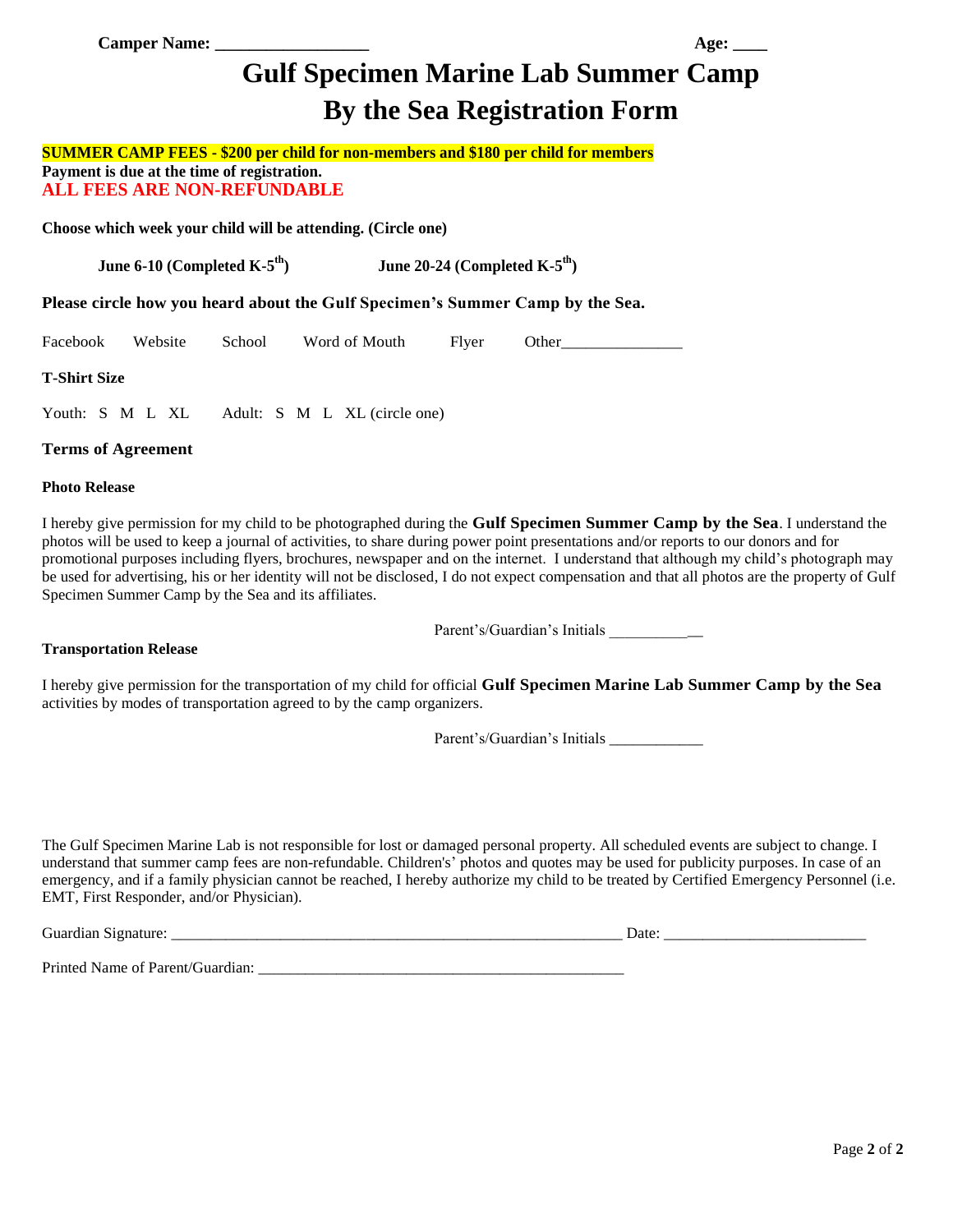**Camper Name: _________________** **Age: ____**

# Gulf Specimen Marine Lab Summer Camp By the Sea Registration Form

**SUMMER CAMP FEES - $200 per child for non-members and $180 per child for members**
**Payment is due at the time of registration.**
**ALL FEES ARE NON-REFUNDABLE**

**Choose which week your child will be attending. (Circle one)**

**June 6-10 (Completed K-5th)** **June 20-24 (Completed K-5th)**

**Please circle how you heard about the Gulf Specimen's Summer Camp by the Sea.**

Facebook Website School Word of Mouth Flyer Other_______________

**T-Shirt Size**

Youth: S M L XL Adult: S M L XL (circle one)

**Terms of Agreement**

**Photo Release**

I hereby give permission for my child to be photographed during the **Gulf Specimen Summer Camp by the Sea**. I understand the photos will be used to keep a journal of activities, to share during power point presentations and/or reports to our donors and for promotional purposes including flyers, brochures, newspaper and on the internet. I understand that although my child's photograph may be used for advertising, his or her identity will not be disclosed, I do not expect compensation and that all photos are the property of Gulf Specimen Summer Camp by the Sea and its affiliates.

Parent's/Guardian's Initials ____________

**Transportation Release**

I hereby give permission for the transportation of my child for official **Gulf Specimen Marine Lab Summer Camp by the Sea** activities by modes of transportation agreed to by the camp organizers.

Parent's/Guardian's Initials ____________

The Gulf Specimen Marine Lab is not responsible for lost or damaged personal property. All scheduled events are subject to change. I understand that summer camp fees are non-refundable. Children's' photos and quotes may be used for publicity purposes. In case of an emergency, and if a family physician cannot be reached, I hereby authorize my child to be treated by Certified Emergency Personnel (i.e. EMT, First Responder, and/or Physician).

Guardian Signature: ____________________________________________________________ Date: __________________________

Printed Name of Parent/Guardian: ________________________________________________